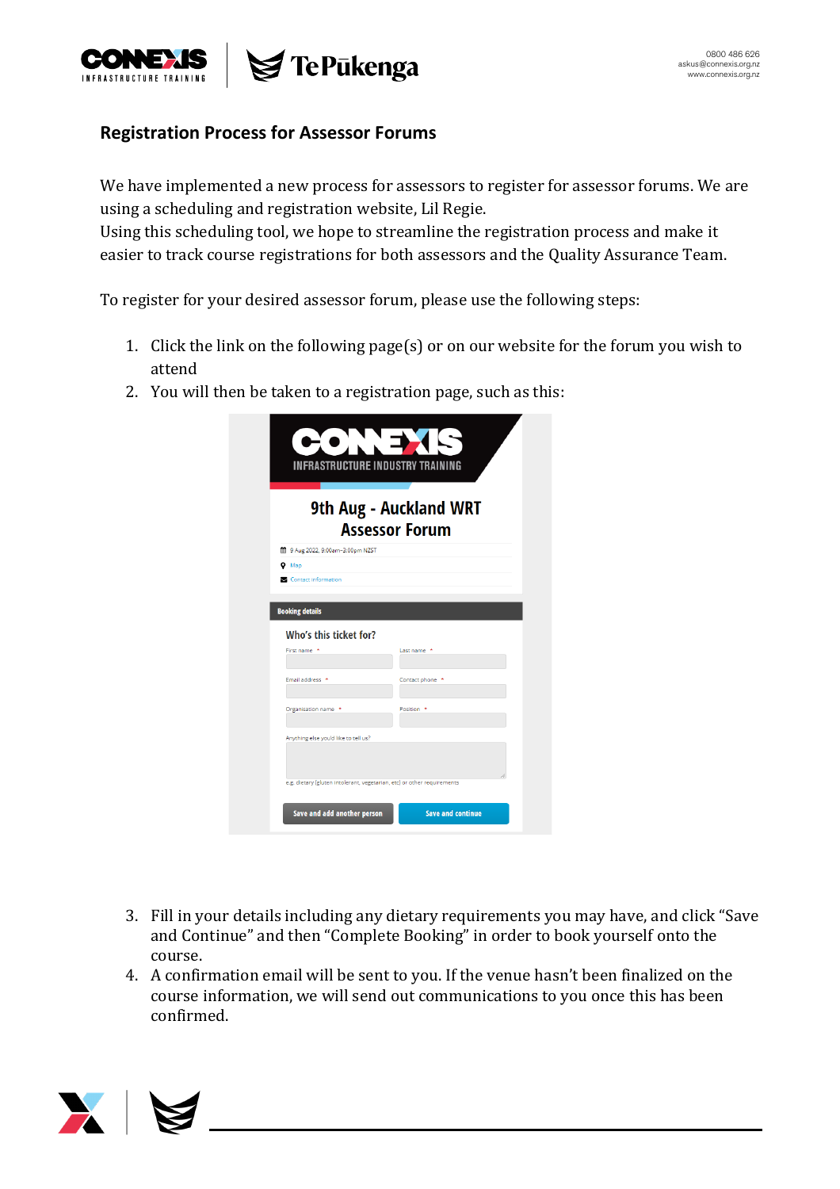## Registration Process for Assessor Forums

We have implemented a new process for assessors to register for assessor forums. We are using a scheduling and registration website, Lil Regie.
Using this scheduling tool, we hope to streamline the registration process and make it easier to track course registrations for both assessors and the Quality Assurance Team.

To register for your desired assessor forum, please use the following steps:

1. Click the link on the following page(s) or on our website for the forum you wish to attend
2. You will then be taken to a registration page, such as this:
3. Fill in your details including any dietary requirements you may have, and click "Save and Continue" and then "Complete Booking" in order to book yourself onto the course.
4. A confirmation email will be sent to you. If the venue hasn't been finalized on the course information, we will send out communications to you once this has been confirmed.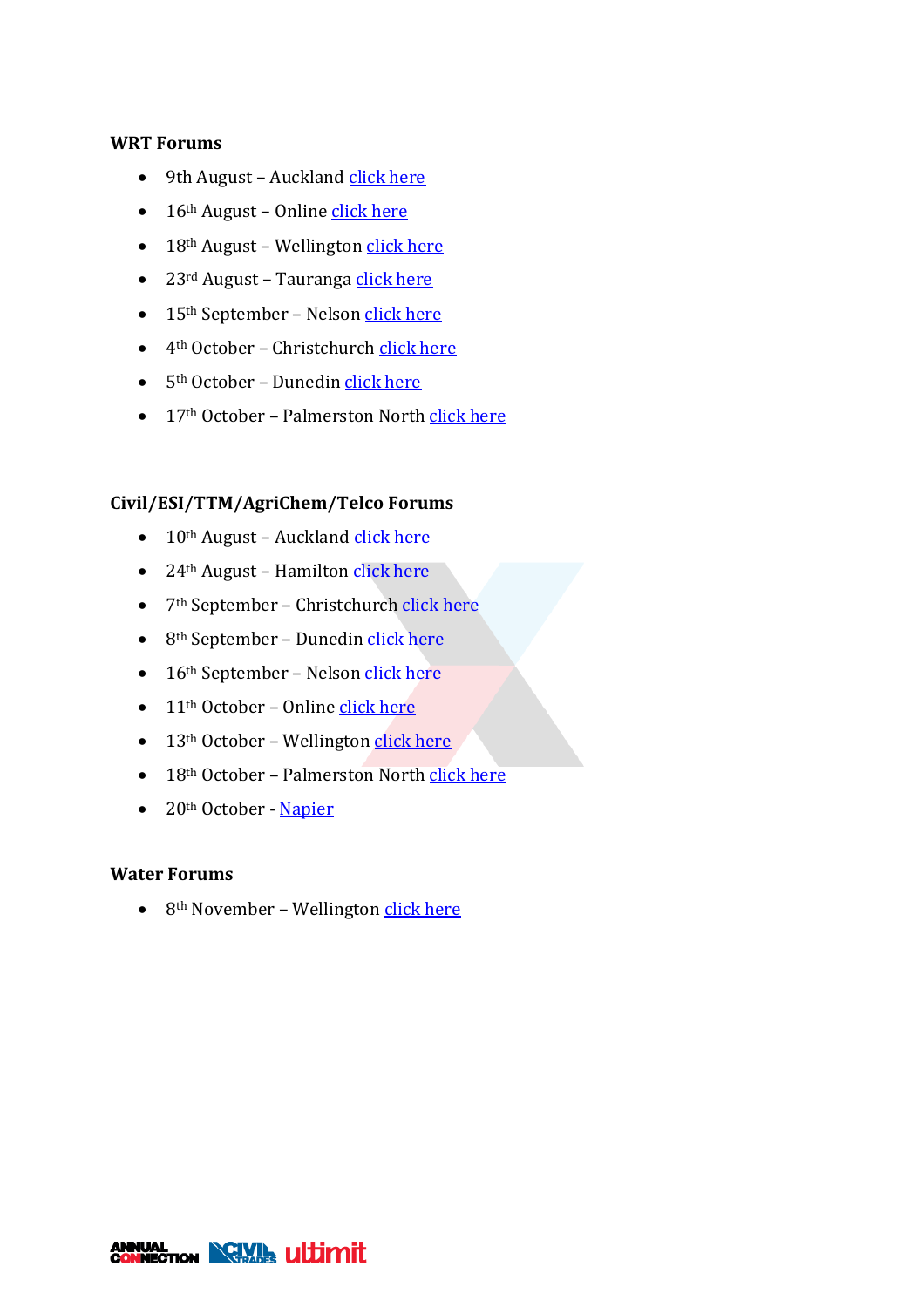**WRT Forums**

- 9th August – Auckland click here
- 16th August – Online click here
- 18th August – Wellington click here
- 23rd August – Tauranga click here
- 15th September – Nelson click here
- 4th October – Christchurch click here
- 5th October – Dunedin click here
- 17th October – Palmerston North click here

**Civil/ESI/TTM/AgriChem/Telco Forums**

- 10th August – Auckland click here
- 24th August – Hamilton click here
- 7th September – Christchurch click here
- 8th September – Dunedin click here
- 16th September – Nelson click here
- 11th October – Online click here
- 13th October – Wellington click here
- 18th October – Palmerston North click here
- 20th October - Napier

**Water Forums**

- 8th November – Wellington click here